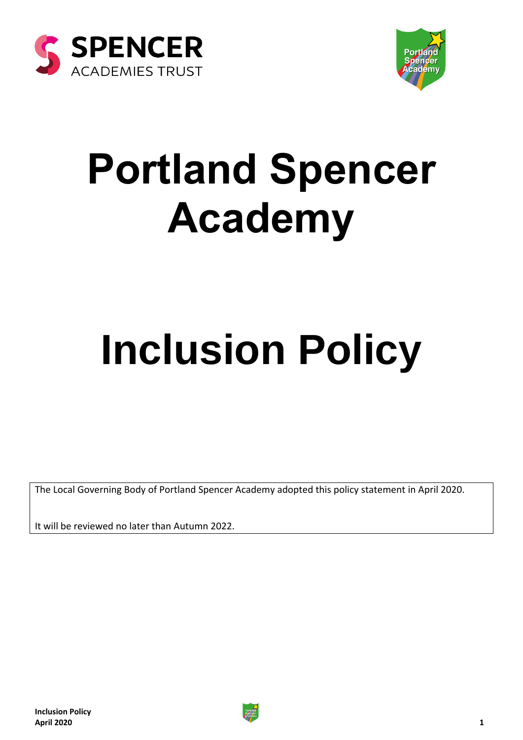# Portland Spencer Academy

# Inclusion Policy

The Local Governing Body of Portland Spencer Academy adopted this policy statement in April 2020.

It will be reviewed no later than Autumn 2022.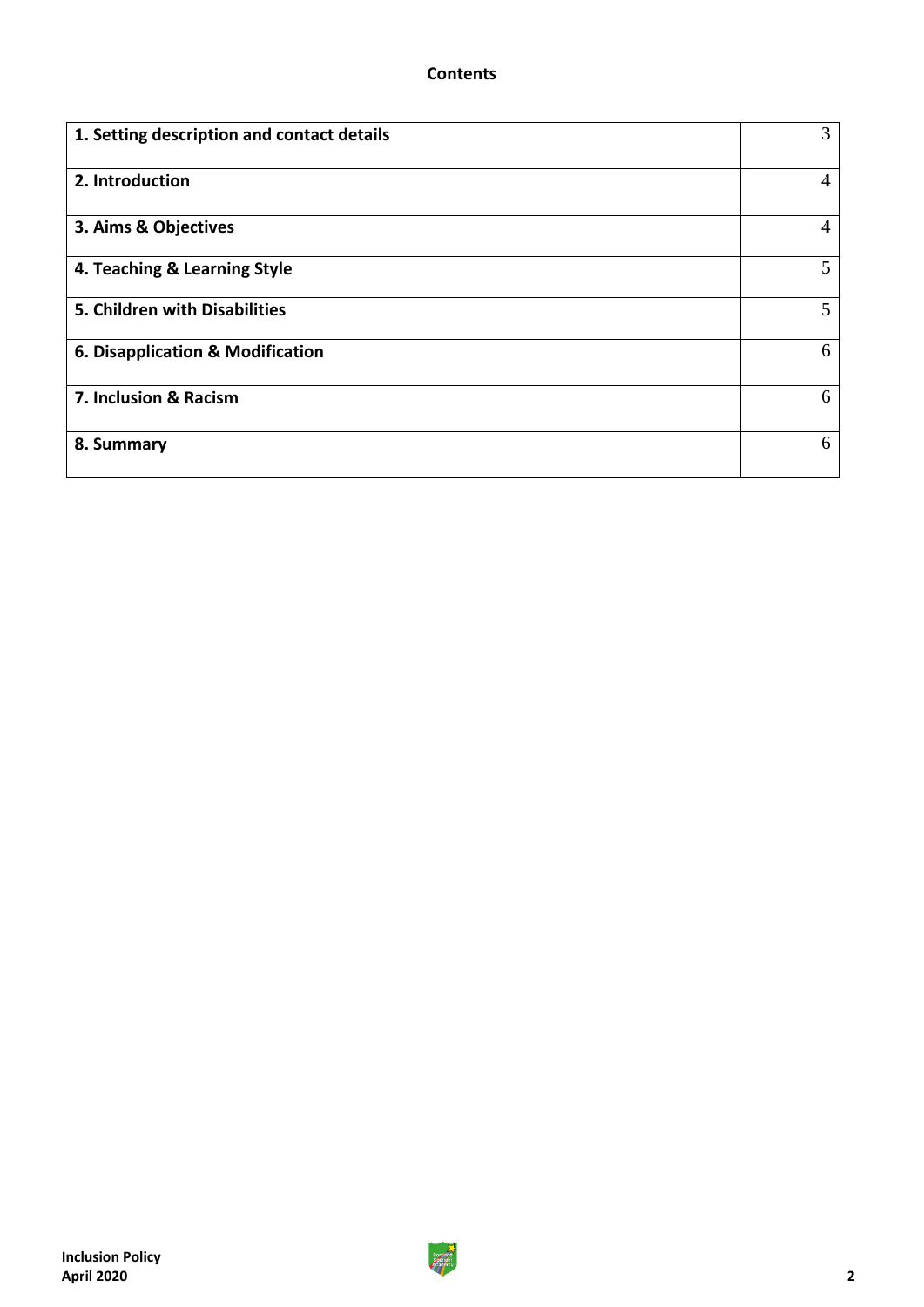**Contents**

| | |
|---|---|
| **1. Setting description and contact details** | 3 |
| **2. Introduction** | 4 |
| **3. Aims & Objectives** | 4 |
| **4. Teaching & Learning Style** | 5 |
| **5. Children with Disabilities** | 5 |
| **6. Disapplication & Modification** | 6 |
| **7. Inclusion & Racism** | 6 |
| **8. Summary** | 6 |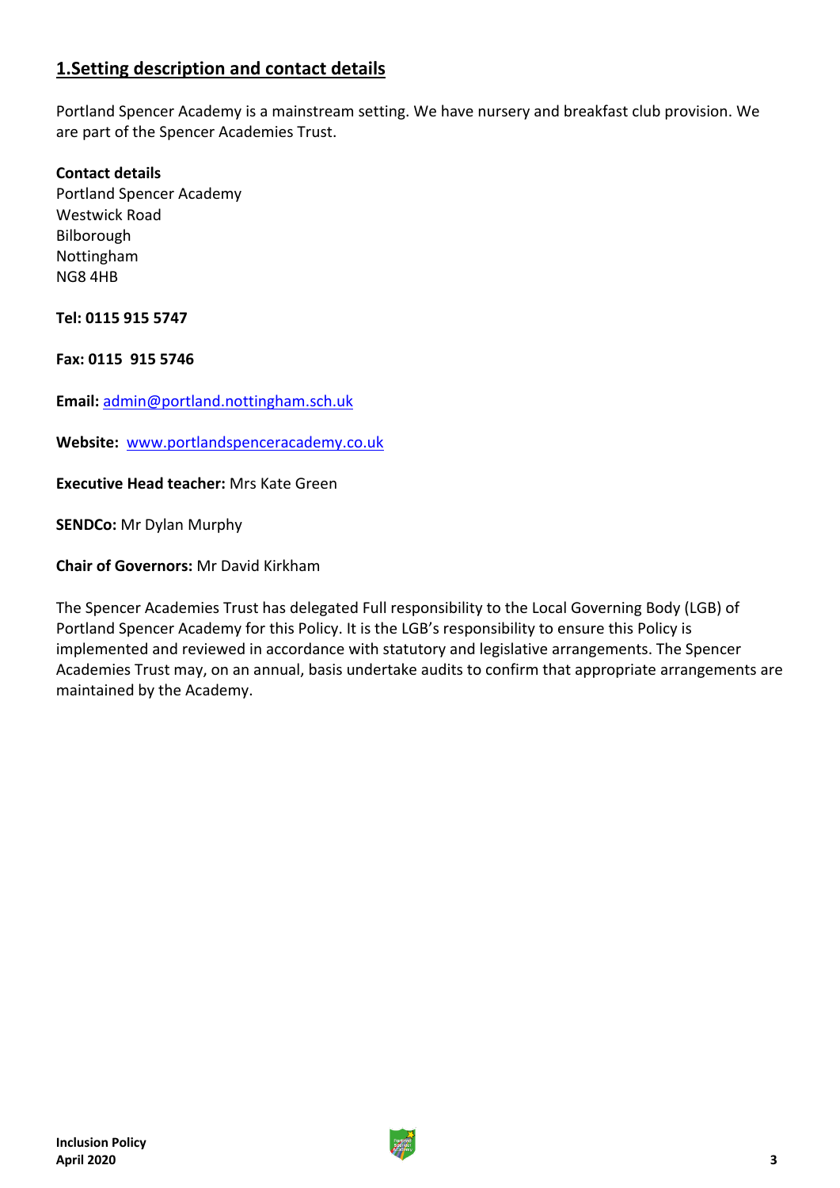## 1.Setting description and contact details

Portland Spencer Academy is a mainstream setting. We have nursery and breakfast club provision. We are part of the Spencer Academies Trust.

**Contact details**
Portland Spencer Academy
Westwick Road
Bilborough
Nottingham
NG8 4HB

**Tel: 0115 915 5747**

**Fax: 0115 915 5746**

**Email:** admin@portland.nottingham.sch.uk

**Website:** www.portlandspenceracademy.co.uk

**Executive Head teacher:** Mrs Kate Green

**SENDCo:** Mr Dylan Murphy

**Chair of Governors:** Mr David Kirkham

The Spencer Academies Trust has delegated Full responsibility to the Local Governing Body (LGB) of Portland Spencer Academy for this Policy. It is the LGB's responsibility to ensure this Policy is implemented and reviewed in accordance with statutory and legislative arrangements. The Spencer Academies Trust may, on an annual, basis undertake audits to confirm that appropriate arrangements are maintained by the Academy.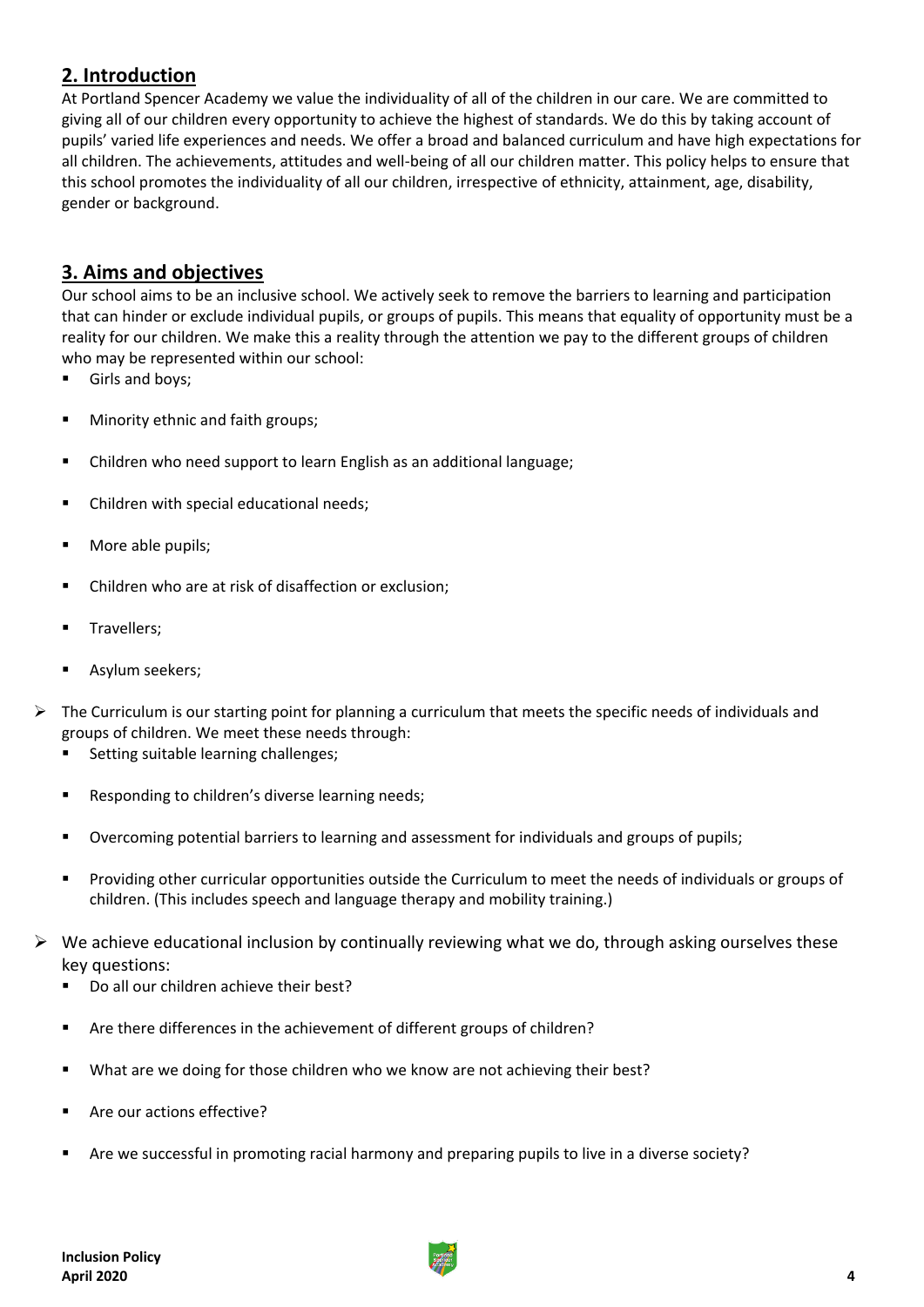## 2. Introduction

At Portland Spencer Academy we value the individuality of all of the children in our care. We are committed to giving all of our children every opportunity to achieve the highest of standards. We do this by taking account of pupils' varied life experiences and needs. We offer a broad and balanced curriculum and have high expectations for all children. The achievements, attitudes and well-being of all our children matter. This policy helps to ensure that this school promotes the individuality of all our children, irrespective of ethnicity, attainment, age, disability, gender or background.

## 3. Aims and objectives

Our school aims to be an inclusive school. We actively seek to remove the barriers to learning and participation that can hinder or exclude individual pupils, or groups of pupils. This means that equality of opportunity must be a reality for our children. We make this a reality through the attention we pay to the different groups of children who may be represented within our school:

- Girls and boys;
- Minority ethnic and faith groups;
- Children who need support to learn English as an additional language;
- Children with special educational needs;
- More able pupils;
- Children who are at risk of disaffection or exclusion;
- Travellers;
- Asylum seekers;

- The Curriculum is our starting point for planning a curriculum that meets the specific needs of individuals and groups of children. We meet these needs through:
  - Setting suitable learning challenges;
  - Responding to children's diverse learning needs;
  - Overcoming potential barriers to learning and assessment for individuals and groups of pupils;
  - Providing other curricular opportunities outside the Curriculum to meet the needs of individuals or groups of children. (This includes speech and language therapy and mobility training.)

- We achieve educational inclusion by continually reviewing what we do, through asking ourselves these key questions:
  - Do all our children achieve their best?
  - Are there differences in the achievement of different groups of children?
  - What are we doing for those children who we know are not achieving their best?
  - Are our actions effective?
  - Are we successful in promoting racial harmony and preparing pupils to live in a diverse society?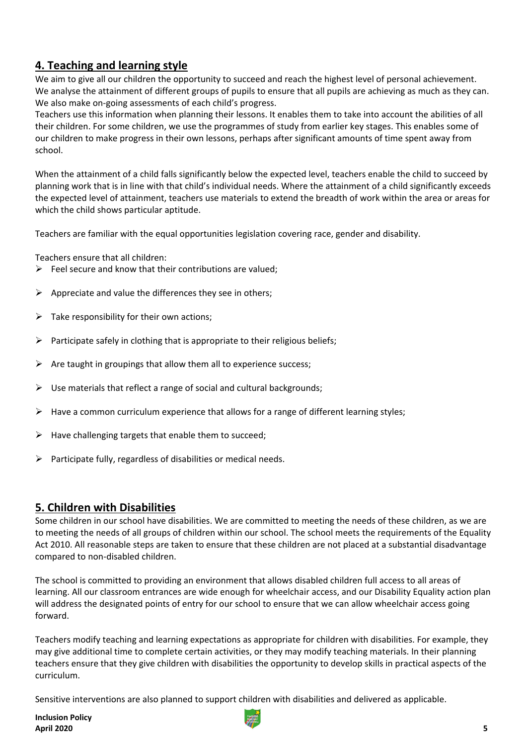## 4. Teaching and learning style

We aim to give all our children the opportunity to succeed and reach the highest level of personal achievement. We analyse the attainment of different groups of pupils to ensure that all pupils are achieving as much as they can. We also make on-going assessments of each child's progress.

Teachers use this information when planning their lessons. It enables them to take into account the abilities of all their children. For some children, we use the programmes of study from earlier key stages. This enables some of our children to make progress in their own lessons, perhaps after significant amounts of time spent away from school.

When the attainment of a child falls significantly below the expected level, teachers enable the child to succeed by planning work that is in line with that child's individual needs. Where the attainment of a child significantly exceeds the expected level of attainment, teachers use materials to extend the breadth of work within the area or areas for which the child shows particular aptitude.

Teachers are familiar with the equal opportunities legislation covering race, gender and disability.

Teachers ensure that all children:

- Feel secure and know that their contributions are valued;
- Appreciate and value the differences they see in others;
- Take responsibility for their own actions;
- Participate safely in clothing that is appropriate to their religious beliefs;
- Are taught in groupings that allow them all to experience success;
- Use materials that reflect a range of social and cultural backgrounds;
- Have a common curriculum experience that allows for a range of different learning styles;
- Have challenging targets that enable them to succeed;
- Participate fully, regardless of disabilities or medical needs.

## 5. Children with Disabilities

Some children in our school have disabilities. We are committed to meeting the needs of these children, as we are to meeting the needs of all groups of children within our school. The school meets the requirements of the Equality Act 2010. All reasonable steps are taken to ensure that these children are not placed at a substantial disadvantage compared to non-disabled children.

The school is committed to providing an environment that allows disabled children full access to all areas of learning. All our classroom entrances are wide enough for wheelchair access, and our Disability Equality action plan will address the designated points of entry for our school to ensure that we can allow wheelchair access going forward.

Teachers modify teaching and learning expectations as appropriate for children with disabilities. For example, they may give additional time to complete certain activities, or they may modify teaching materials. In their planning teachers ensure that they give children with disabilities the opportunity to develop skills in practical aspects of the curriculum.

Sensitive interventions are also planned to support children with disabilities and delivered as applicable.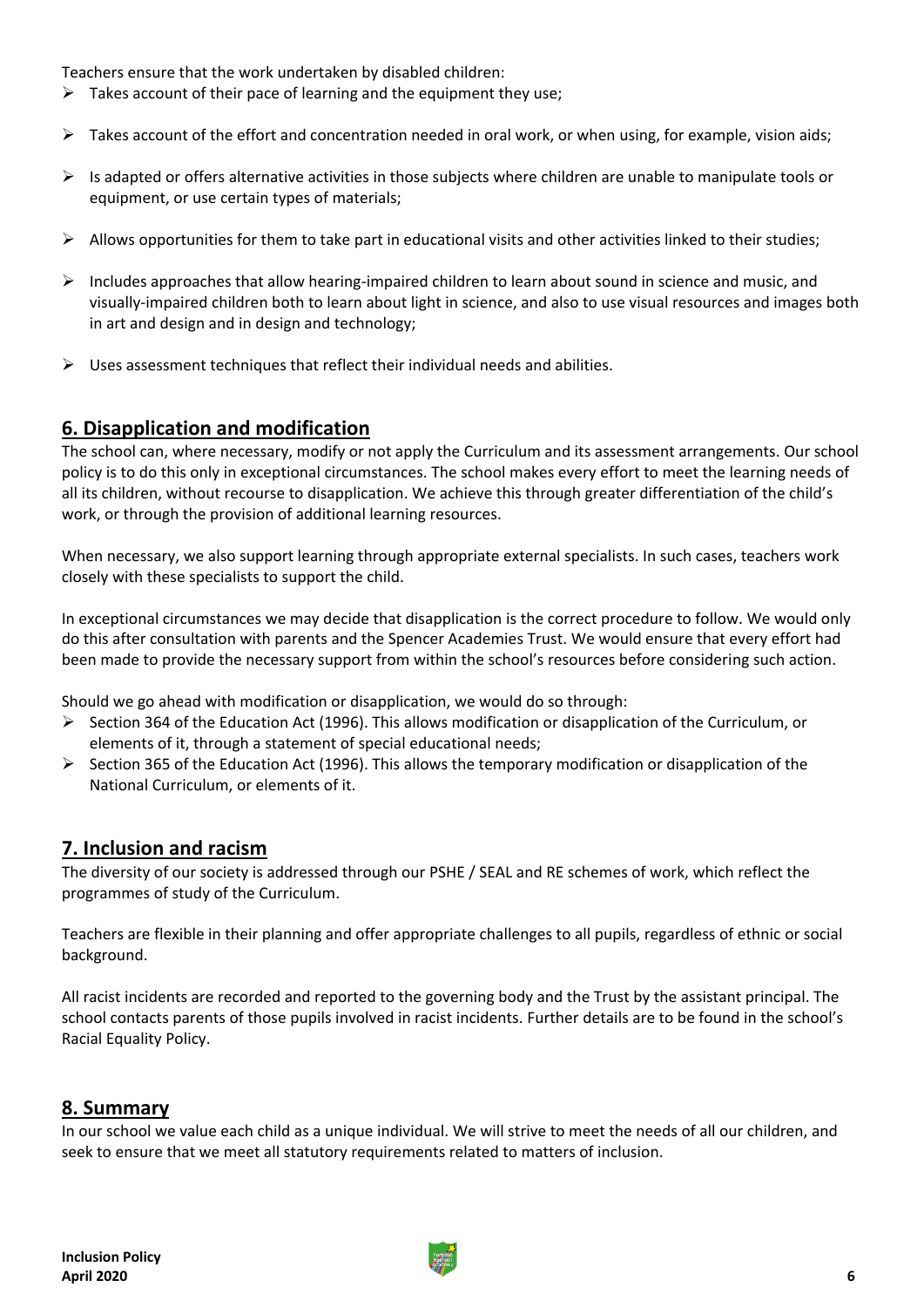Teachers ensure that the work undertaken by disabled children:

- Takes account of their pace of learning and the equipment they use;
- Takes account of the effort and concentration needed in oral work, or when using, for example, vision aids;
- Is adapted or offers alternative activities in those subjects where children are unable to manipulate tools or equipment, or use certain types of materials;
- Allows opportunities for them to take part in educational visits and other activities linked to their studies;
- Includes approaches that allow hearing-impaired children to learn about sound in science and music, and visually-impaired children both to learn about light in science, and also to use visual resources and images both in art and design and in design and technology;
- Uses assessment techniques that reflect their individual needs and abilities.

## 6. Disapplication and modification

The school can, where necessary, modify or not apply the Curriculum and its assessment arrangements. Our school policy is to do this only in exceptional circumstances. The school makes every effort to meet the learning needs of all its children, without recourse to disapplication. We achieve this through greater differentiation of the child's work, or through the provision of additional learning resources.

When necessary, we also support learning through appropriate external specialists. In such cases, teachers work closely with these specialists to support the child.

In exceptional circumstances we may decide that disapplication is the correct procedure to follow. We would only do this after consultation with parents and the Spencer Academies Trust. We would ensure that every effort had been made to provide the necessary support from within the school's resources before considering such action.

Should we go ahead with modification or disapplication, we would do so through:

- Section 364 of the Education Act (1996). This allows modification or disapplication of the Curriculum, or elements of it, through a statement of special educational needs;
- Section 365 of the Education Act (1996). This allows the temporary modification or disapplication of the National Curriculum, or elements of it.

## 7. Inclusion and racism

The diversity of our society is addressed through our PSHE / SEAL and RE schemes of work, which reflect the programmes of study of the Curriculum.

Teachers are flexible in their planning and offer appropriate challenges to all pupils, regardless of ethnic or social background.

All racist incidents are recorded and reported to the governing body and the Trust by the assistant principal. The school contacts parents of those pupils involved in racist incidents. Further details are to be found in the school's Racial Equality Policy.

## 8. Summary

In our school we value each child as a unique individual. We will strive to meet the needs of all our children, and seek to ensure that we meet all statutory requirements related to matters of inclusion.